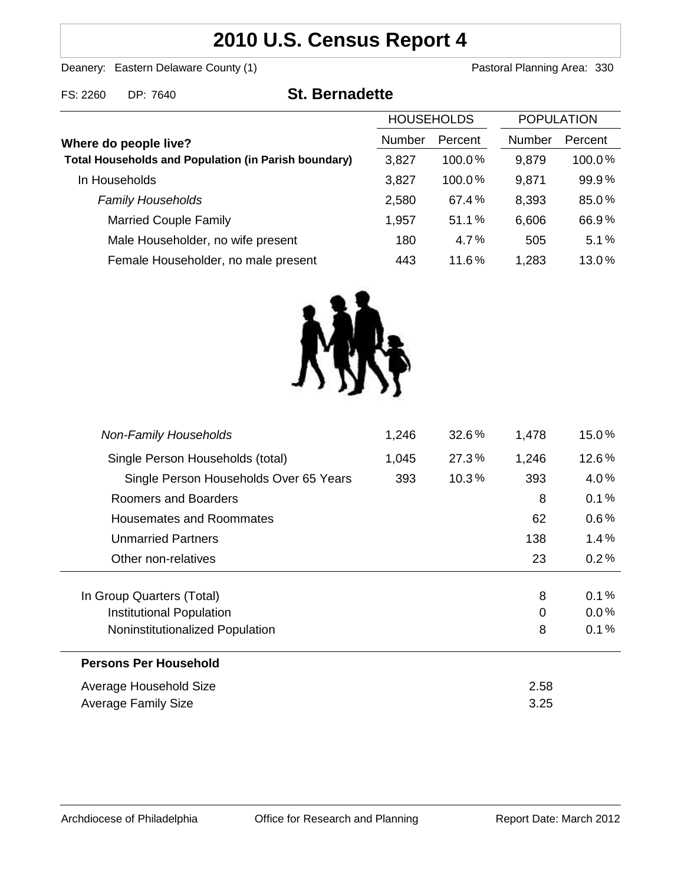# 2010 U.S. Census Report 4

Deanery: Eastern Delaware County (1) Pastoral Planning Area: 330

FS: 2260 DP: 7640

## St. Bernadette

| Where do people live? | HOUSEHOLDS | | POPULATION | |
|---|---|---|---|---|
| | Number | Percent | Number | Percent |
| **Total Households and Population (in Parish boundary)** | 3,827 | 100.0% | 9,879 | 100.0% |
| In Households | 3,827 | 100.0% | 9,871 | 99.9% |
| *Family Households* | 2,580 | 67.4% | 8,393 | 85.0% |
| Married Couple Family | 1,957 | 51.1% | 6,606 | 66.9% |
| Male Householder, no wife present | 180 | 4.7% | 505 | 5.1% |
| Female Householder, no male present | 443 | 11.6% | 1,283 | 13.0% |
| *Non-Family Households* | 1,246 | 32.6% | 1,478 | 15.0% |
| Single Person Households (total) | 1,045 | 27.3% | 1,246 | 12.6% |
| Single Person Households Over 65 Years | 393 | 10.3% | 393 | 4.0% |
| Roomers and Boarders | | | 8 | 0.1% |
| Housemates and Roommates | | | 62 | 0.6% |
| Unmarried Partners | | | 138 | 1.4% |
| Other non-relatives | | | 23 | 0.2% |
| In Group Quarters (Total) | | | 8 | 0.1% |
| Institutional Population | | | 0 | 0.0% |
| Noninstitutionalized Population | | | 8 | 0.1% |

**Persons Per Household**

| | |
|---|---|
| Average Household Size | 2.58 |
| Average Family Size | 3.25 |

Archdiocese of Philadelphia Office for Research and Planning Report Date: March 2012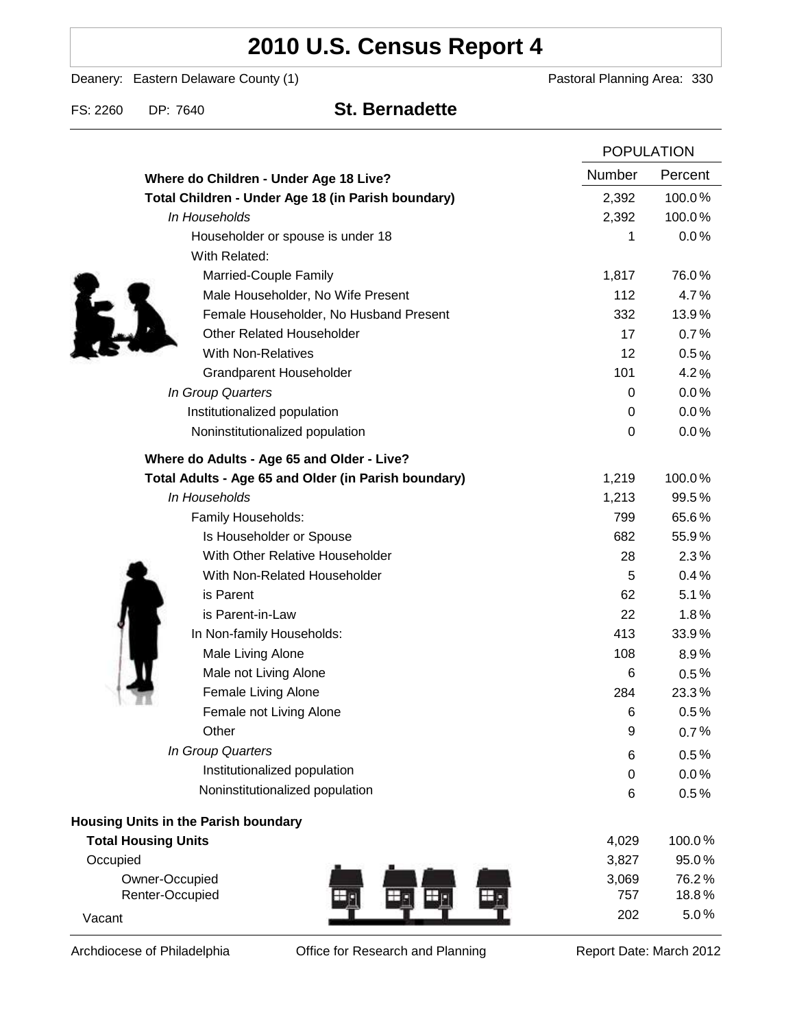# 2010 U.S. Census Report 4

Deanery: Eastern Delaware County (1)

Pastoral Planning Area: 330

FS: 2260 DP: 7640

## St. Bernadette

| | POPULATION | |
|---|---|---|
| | Number | Percent |
| **Where do Children - Under Age 18 Live?** | | |
| **Total Children - Under Age 18 (in Parish boundary)** | 2,392 | 100.0% |
| *In Households* | 2,392 | 100.0% |
| Householder or spouse is under 18 | 1 | 0.0% |
| With Related: | | |
| Married-Couple Family | 1,817 | 76.0% |
| Male Householder, No Wife Present | 112 | 4.7% |
| Female Householder, No Husband Present | 332 | 13.9% |
| Other Related Householder | 17 | 0.7% |
| With Non-Relatives | 12 | 0.5% |
| Grandparent Householder | 101 | 4.2% |
| *In Group Quarters* | 0 | 0.0% |
| Institutionalized population | 0 | 0.0% |
| Noninstitutionalized population | 0 | 0.0% |
| **Where do Adults - Age 65 and Older - Live?** | | |
| **Total Adults - Age 65 and Older (in Parish boundary)** | 1,219 | 100.0% |
| *In Households* | 1,213 | 99.5% |
| Family Households: | 799 | 65.6% |
| Is Householder or Spouse | 682 | 55.9% |
| With Other Relative Householder | 28 | 2.3% |
| With Non-Related Householder | 5 | 0.4% |
| is Parent | 62 | 5.1% |
| is Parent-in-Law | 22 | 1.8% |
| In Non-family Households: | 413 | 33.9% |
| Male Living Alone | 108 | 8.9% |
| Male not Living Alone | 6 | 0.5% |
| Female Living Alone | 284 | 23.3% |
| Female not Living Alone | 6 | 0.5% |
| Other | 9 | 0.7% |
| *In Group Quarters* | 6 | 0.5% |
| Institutionalized population | 0 | 0.0% |
| Noninstitutionalized population | 6 | 0.5% |
| **Housing Units in the Parish boundary** | | |
| **Total Housing Units** | 4,029 | 100.0% |
| Occupied | 3,827 | 95.0% |
| Owner-Occupied | 3,069 | 76.2% |
| Renter-Occupied | 757 | 18.8% |
| Vacant | 202 | 5.0% |

Archdiocese of Philadelphia — Office for Research and Planning — Report Date: March 2012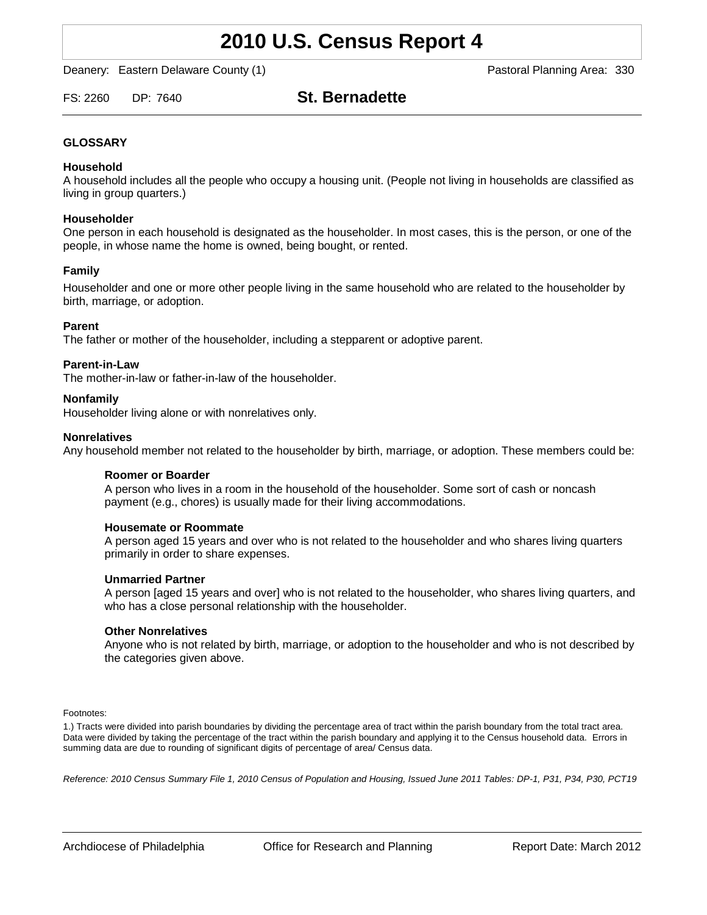# 2010 U.S. Census Report 4

Deanery: Eastern Delaware County (1) Pastoral Planning Area: 330

FS: 2260 DP: 7640 **St. Bernadette**

## GLOSSARY

**Household**
A household includes all the people who occupy a housing unit. (People not living in households are classified as living in group quarters.)

**Householder**
One person in each household is designated as the householder. In most cases, this is the person, or one of the people, in whose name the home is owned, being bought, or rented.

**Family**
Householder and one or more other people living in the same household who are related to the householder by birth, marriage, or adoption.

**Parent**
The father or mother of the householder, including a stepparent or adoptive parent.

**Parent-in-Law**
The mother-in-law or father-in-law of the householder.

**Nonfamily**
Householder living alone or with nonrelatives only.

**Nonrelatives**
Any household member not related to the householder by birth, marriage, or adoption. These members could be:

> **Roomer or Boarder**
> A person who lives in a room in the household of the householder. Some sort of cash or noncash payment (e.g., chores) is usually made for their living accommodations.
>
> **Housemate or Roommate**
> A person aged 15 years and over who is not related to the householder and who shares living quarters primarily in order to share expenses.
>
> **Unmarried Partner**
> A person [aged 15 years and over] who is not related to the householder, who shares living quarters, and who has a close personal relationship with the householder.
>
> **Other Nonrelatives**
> Anyone who is not related by birth, marriage, or adoption to the householder and who is not described by the categories given above.

Footnotes:

1.) Tracts were divided into parish boundaries by dividing the percentage area of tract within the parish boundary from the total tract area. Data were divided by taking the percentage of the tract within the parish boundary and applying it to the Census household data. Errors in summing data are due to rounding of significant digits of percentage of area/ Census data.

*Reference: 2010 Census Summary File 1, 2010 Census of Population and Housing, Issued June 2011 Tables: DP-1, P31, P34, P30, PCT19*

Archdiocese of Philadelphia Office for Research and Planning Report Date: March 2012